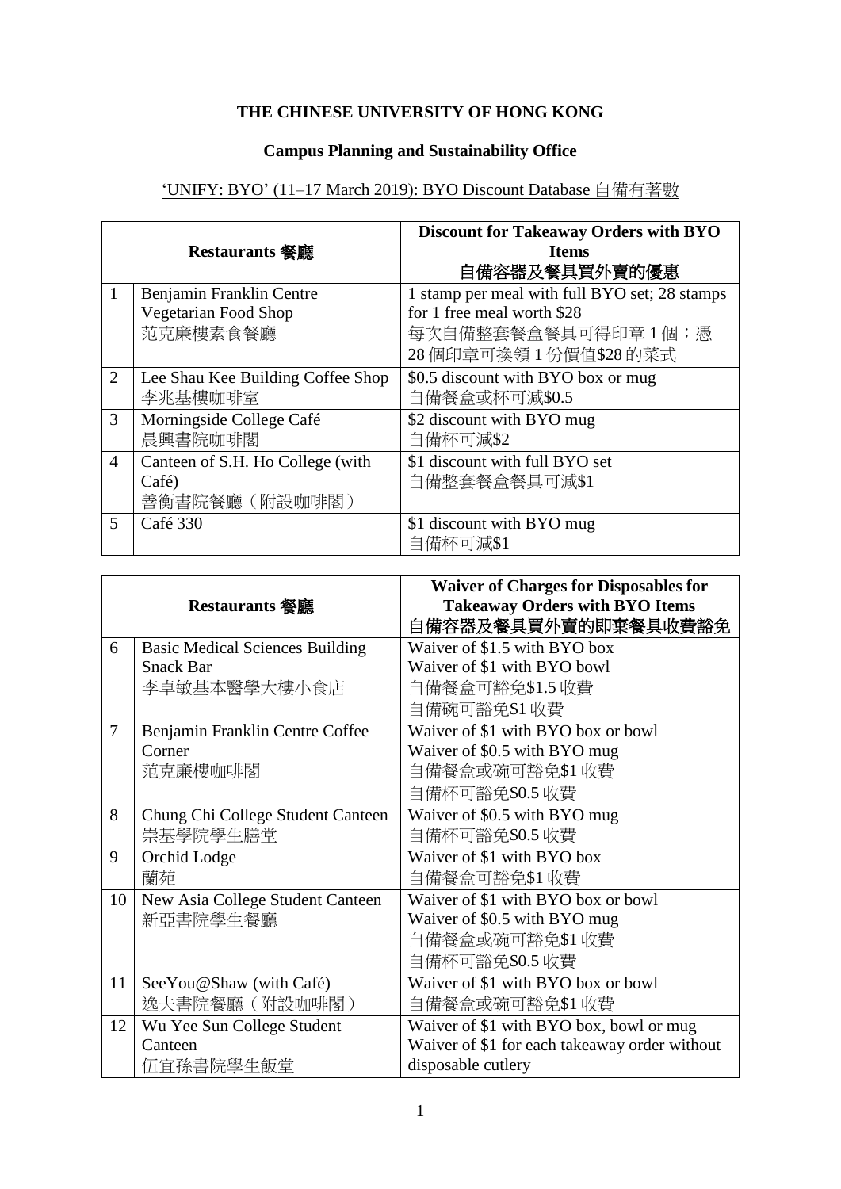**THE CHINESE UNIVERSITY OF HONG KONG**

**Campus Planning and Sustainability Office**

'UNIFY: BYO' (11–17 March 2019): BYO Discount Database 自備有著數

| | Restaurants 餐廳 | Discount for Takeaway Orders with BYO Items<br>自備容器及餐具買外賣的優惠 |
|---|---|---|
| 1 | Benjamin Franklin Centre Vegetarian Food Shop<br>范克廉樓素食餐廳 | 1 stamp per meal with full BYO set; 28 stamps for 1 free meal worth $28<br>每次自備整套餐盒餐具可得印章 1 個；憑 28 個印章可換領 1 份價值$28 的菜式 |
| 2 | Lee Shau Kee Building Coffee Shop<br>李兆基樓咖啡室 | $0.5 discount with BYO box or mug<br>自備餐盒或杯可減$0.5 |
| 3 | Morningside College Café<br>晨興書院咖啡閣 | $2 discount with BYO mug<br>自備杯可減$2 |
| 4 | Canteen of S.H. Ho College (with Café)<br>善衡書院餐廳（附設咖啡閣） | $1 discount with full BYO set<br>自備整套餐盒餐具可減$1 |
| 5 | Café 330 | $1 discount with BYO mug<br>自備杯可減$1 |

| | Restaurants 餐廳 | Waiver of Charges for Disposables for Takeaway Orders with BYO Items<br>自備容器及餐具買外賣的即棄餐具收費豁免 |
|---|---|---|
| 6 | Basic Medical Sciences Building Snack Bar<br>李卓敏基本醫學大樓小食店 | Waiver of $1.5 with BYO box<br>Waiver of $1 with BYO bowl<br>自備餐盒可豁免$1.5 收費<br>自備碗可豁免$1 收費 |
| 7 | Benjamin Franklin Centre Coffee Corner<br>范克廉樓咖啡閣 | Waiver of $1 with BYO box or bowl<br>Waiver of $0.5 with BYO mug<br>自備餐盒或碗可豁免$1 收費<br>自備杯可豁免$0.5 收費 |
| 8 | Chung Chi College Student Canteen<br>崇基學院學生膳堂 | Waiver of $0.5 with BYO mug<br>自備杯可豁免$0.5 收費 |
| 9 | Orchid Lodge<br>蘭苑 | Waiver of $1 with BYO box<br>自備餐盒可豁免$1 收費 |
| 10 | New Asia College Student Canteen<br>新亞書院學生餐廳 | Waiver of $1 with BYO box or bowl<br>Waiver of $0.5 with BYO mug<br>自備餐盒或碗可豁免$1 收費<br>自備杯可豁免$0.5 收費 |
| 11 | SeeYou@Shaw (with Café)<br>逸夫書院餐廳（附設咖啡閣） | Waiver of $1 with BYO box or bowl<br>自備餐盒或碗可豁免$1 收費 |
| 12 | Wu Yee Sun College Student Canteen<br>伍宜孫書院學生飯堂 | Waiver of $1 with BYO box, bowl or mug<br>Waiver of $1 for each takeaway order without disposable cutlery |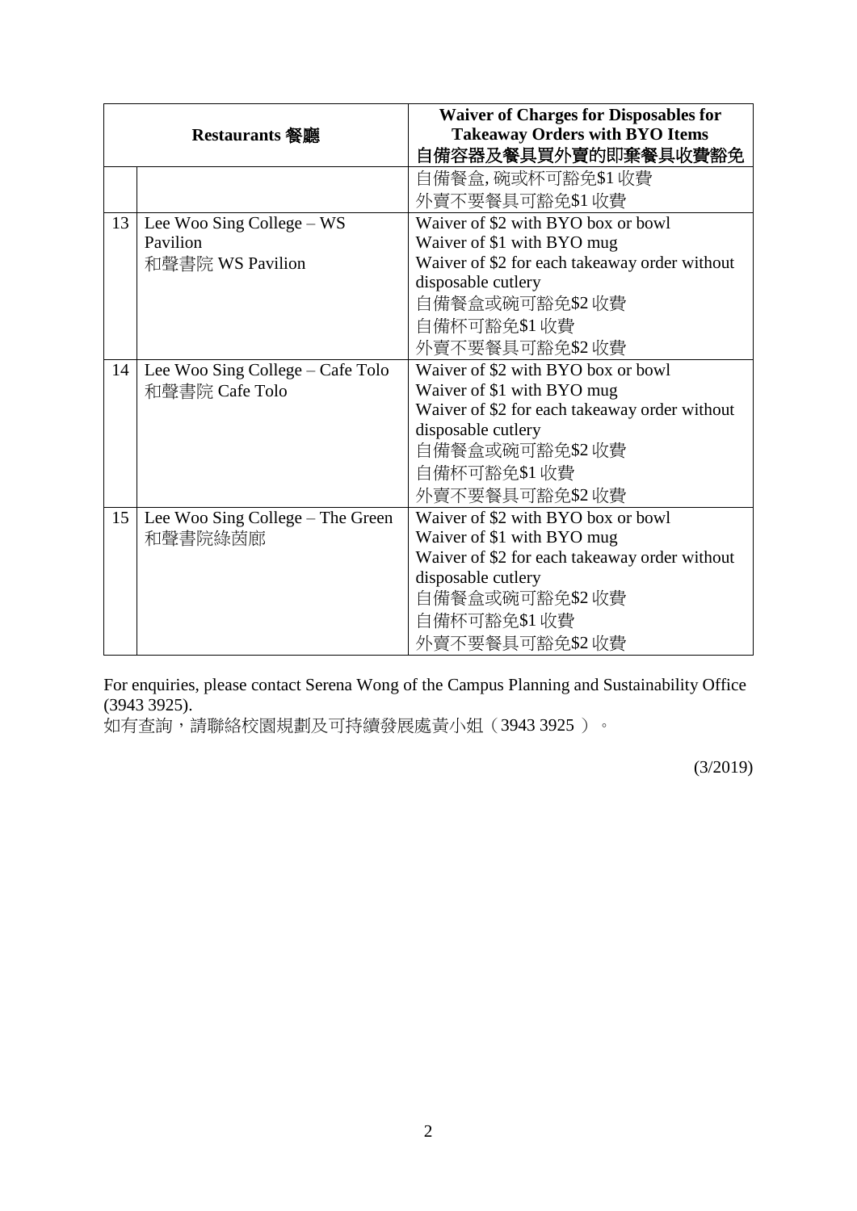| Restaurants 餐廳 | | Waiver of Charges for Disposables for Takeaway Orders with BYO Items 自備容器及餐具買外賣的即棄餐具收費豁免 |
|---|---|---|
| | | 自備餐盒, 碗或杯可豁免$1 收費<br>外賣不要餐具可豁免$1 收費 |
| 13 | Lee Woo Sing College – WS Pavilion<br>和聲書院 WS Pavilion | Waiver of $2 with BYO box or bowl<br>Waiver of $1 with BYO mug<br>Waiver of $2 for each takeaway order without disposable cutlery<br>自備餐盒或碗可豁免$2 收費<br>自備杯可豁免$1 收費<br>外賣不要餐具可豁免$2 收費 |
| 14 | Lee Woo Sing College – Cafe Tolo<br>和聲書院 Cafe Tolo | Waiver of $2 with BYO box or bowl<br>Waiver of $1 with BYO mug<br>Waiver of $2 for each takeaway order without disposable cutlery<br>自備餐盒或碗可豁免$2 收費<br>自備杯可豁免$1 收費<br>外賣不要餐具可豁免$2 收費 |
| 15 | Lee Woo Sing College – The Green<br>和聲書院綠茵廊 | Waiver of $2 with BYO box or bowl<br>Waiver of $1 with BYO mug<br>Waiver of $2 for each takeaway order without disposable cutlery<br>自備餐盒或碗可豁免$2 收費<br>自備杯可豁免$1 收費<br>外賣不要餐具可豁免$2 收費 |

For enquiries, please contact Serena Wong of the Campus Planning and Sustainability Office (3943 3925).
如有查詢，請聯絡校園規劃及可持續發展處黃小姐（3943 3925 ）。

(3/2019)